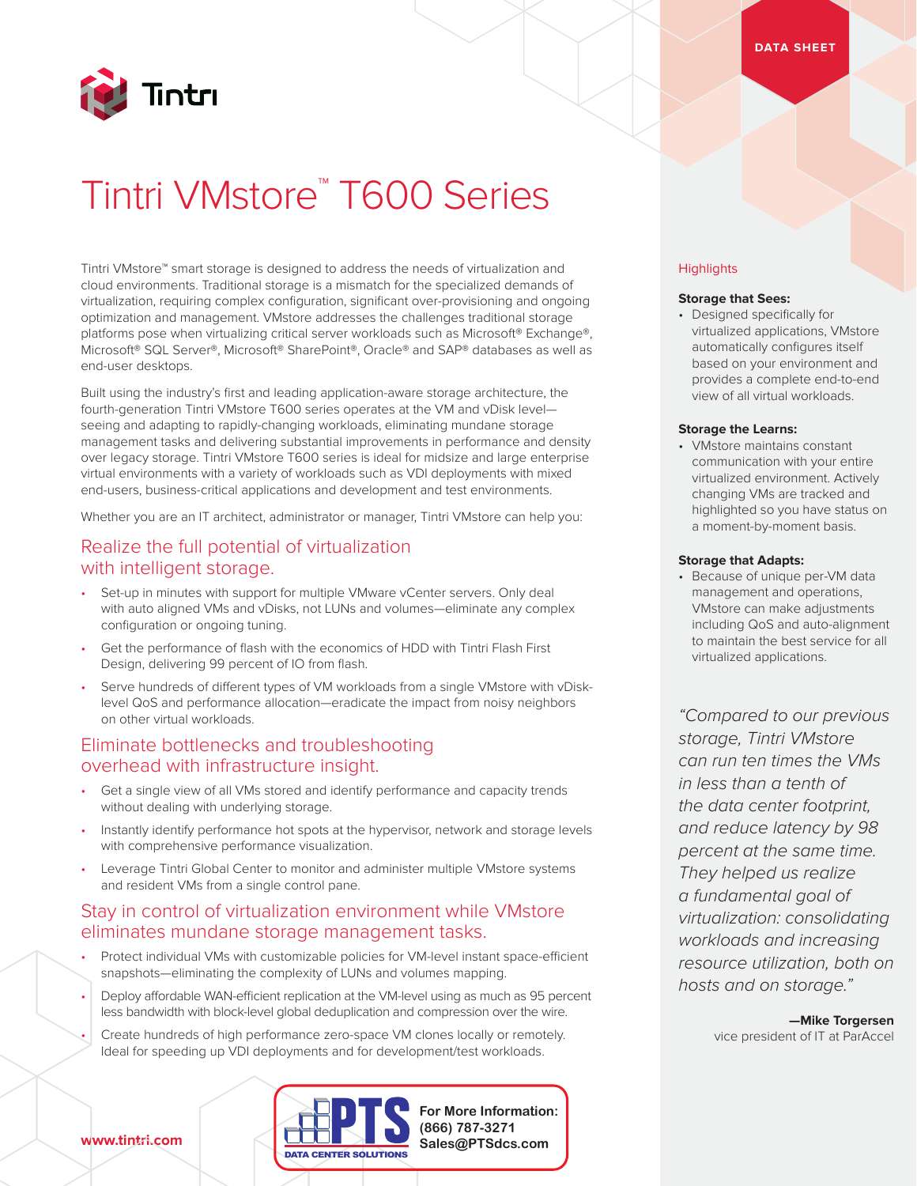DATA SHEET

# Tintri VMstore™ T600 Series

Tintri VMstore™ smart storage is designed to address the needs of virtualization and cloud environments. Traditional storage is a mismatch for the specialized demands of virtualization, requiring complex configuration, significant over-provisioning and ongoing optimization and management. VMstore addresses the challenges traditional storage platforms pose when virtualizing critical server workloads such as Microsoft® Exchange®, Microsoft® SQL Server®, Microsoft® SharePoint®, Oracle® and SAP® databases as well as end-user desktops.

Built using the industry's first and leading application-aware storage architecture, the fourth-generation Tintri VMstore T600 series operates at the VM and vDisk level—seeing and adapting to rapidly-changing workloads, eliminating mundane storage management tasks and delivering substantial improvements in performance and density over legacy storage. Tintri VMstore T600 series is ideal for midsize and large enterprise virtual environments with a variety of workloads such as VDI deployments with mixed end-users, business-critical applications and development and test environments.

Whether you are an IT architect, administrator or manager, Tintri VMstore can help you:

## Realize the full potential of virtualization with intelligent storage.

- Set-up in minutes with support for multiple VMware vCenter servers. Only deal with auto aligned VMs and vDisks, not LUNs and volumes—eliminate any complex configuration or ongoing tuning.
- Get the performance of flash with the economics of HDD with Tintri Flash First Design, delivering 99 percent of IO from flash.
- Serve hundreds of different types of VM workloads from a single VMstore with vDisk-level QoS and performance allocation—eradicate the impact from noisy neighbors on other virtual workloads.

## Eliminate bottlenecks and troubleshooting overhead with infrastructure insight.

- Get a single view of all VMs stored and identify performance and capacity trends without dealing with underlying storage.
- Instantly identify performance hot spots at the hypervisor, network and storage levels with comprehensive performance visualization.
- Leverage Tintri Global Center to monitor and administer multiple VMstore systems and resident VMs from a single control pane.

## Stay in control of virtualization environment while VMstore eliminates mundane storage management tasks.

- Protect individual VMs with customizable policies for VM-level instant space-efficient snapshots—eliminating the complexity of LUNs and volumes mapping.
- Deploy affordable WAN-efficient replication at the VM-level using as much as 95 percent less bandwidth with block-level global deduplication and compression over the wire.
- Create hundreds of high performance zero-space VM clones locally or remotely. Ideal for speeding up VDI deployments and for development/test workloads.

### Highlights

**Storage that Sees:**

- Designed specifically for virtualized applications, VMstore automatically configures itself based on your environment and provides a complete end-to-end view of all virtual workloads.

**Storage the Learns:**

- VMstore maintains constant communication with your entire virtualized environment. Actively changing VMs are tracked and highlighted so you have status on a moment-by-moment basis.

**Storage that Adapts:**

- Because of unique per-VM data management and operations, VMstore can make adjustments including QoS and auto-alignment to maintain the best service for all virtualized applications.

*"Compared to our previous storage, Tintri VMstore can run ten times the VMs in less than a tenth of the data center footprint, and reduce latency by 98 percent at the same time. They helped us realize a fundamental goal of virtualization: consolidating workloads and increasing resource utilization, both on hosts and on storage."*

**—Mike Torgersen**
vice president of IT at ParAccel

PTS DATA CENTER SOLUTIONS
**For More Information:**
**(866) 787-3271**
**Sales@PTSdcs.com**

www.tintri.com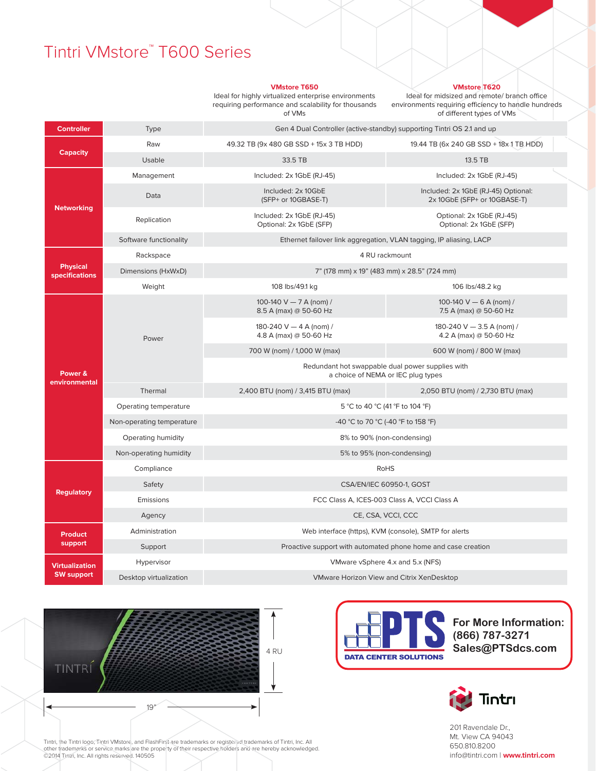# Tintri VMstore™ T600 Series

| | | VMstore T650<br>Ideal for highly virtualized enterprise environments requiring performance and scalability for thousands of VMs | VMstore T620<br>Ideal for midsized and remote/ branch office environments requiring efficiency to handle hundreds of different types of VMs |
|---|---|---|---|
| Controller | Type | Gen 4 Dual Controller (active-standby) supporting Tintri OS 2.1 and up | |
| Capacity | Raw | 49.32 TB (9x 480 GB SSD + 15x 3 TB HDD) | 19.44 TB (6x 240 GB SSD + 18x 1 TB HDD) |
| | Usable | 33.5 TB | 13.5 TB |
| Networking | Management | Included: 2x 1GbE (RJ-45) | Included: 2x 1GbE (RJ-45) |
| | Data | Included: 2x 10GbE (SFP+ or 10GBASE-T) | Included: 2x 1GbE (RJ-45) Optional: 2x 10GbE (SFP+ or 10GBASE-T) |
| | Replication | Included: 2x 1GbE (RJ-45) Optional: 2x 1GbE (SFP) | Optional: 2x 1GbE (RJ-45) Optional: 2x 1GbE (SFP) |
| | Software functionality | Ethernet failover link aggregation, VLAN tagging, IP aliasing, LACP | |
| Physical specifications | Rackspace | 4 RU rackmount | |
| | Dimensions (HxWxD) | 7" (178 mm) x 19" (483 mm) x 28.5" (724 mm) | |
| | Weight | 108 lbs/49.1 kg | 106 lbs/48.2 kg |
| Power & environmental | Power | 100-140 V — 7 A (nom) / 8.5 A (max) @ 50-60 Hz | 100-140 V — 6 A (nom) / 7.5 A (max) @ 50-60 Hz |
| | | 180-240 V — 4 A (nom) / 4.8 A (max) @ 50-60 Hz | 180-240 V — 3.5 A (nom) / 4.2 A (max) @ 50-60 Hz |
| | | 700 W (nom) / 1,000 W (max) | 600 W (nom) / 800 W (max) |
| | | Redundant hot swappable dual power supplies with a choice of NEMA or IEC plug types | |
| | Thermal | 2,400 BTU (nom) / 3,415 BTU (max) | 2,050 BTU (nom) / 2,730 BTU (max) |
| | Operating temperature | 5 °C to 40 °C (41 °F to 104 °F) | |
| | Non-operating temperature | -40 °C to 70 °C (-40 °F to 158 °F) | |
| | Operating humidity | 8% to 90% (non-condensing) | |
| | Non-operating humidity | 5% to 95% (non-condensing) | |
| Regulatory | Compliance | RoHS | |
| | Safety | CSA/EN/IEC 60950-1, GOST | |
| | Emissions | FCC Class A, ICES-003 Class A, VCCI Class A | |
| | Agency | CE, CSA, VCCI, CCC | |
| Product support | Administration | Web interface (https), KVM (console), SMTP for alerts | |
| | Support | Proactive support with automated phone home and case creation | |
| Virtualization SW support | Hypervisor | VMware vSphere 4.x and 5.x (NFS) | |
| | Desktop virtualization | VMware Horizon View and Citrix XenDesktop | |

4 RU

19"

PTS DATA CENTER SOLUTIONS

**For More Information:**
**(866) 787-3271**
**Sales@PTSdcs.com**

Tintri

201 Ravendale Dr.,
Mt. View CA 94043
650.810.8200
info@tintri.com | **www.tintri.com**

Tintri, the Tintri logo, Tintri VMstore, and FlashFirst are trademarks or registered trademarks of Tintri, Inc. All other trademarks or service marks are the property of their respective holders and are hereby acknowledged. ©2014 Tintri, Inc. All rights reserved. 140505